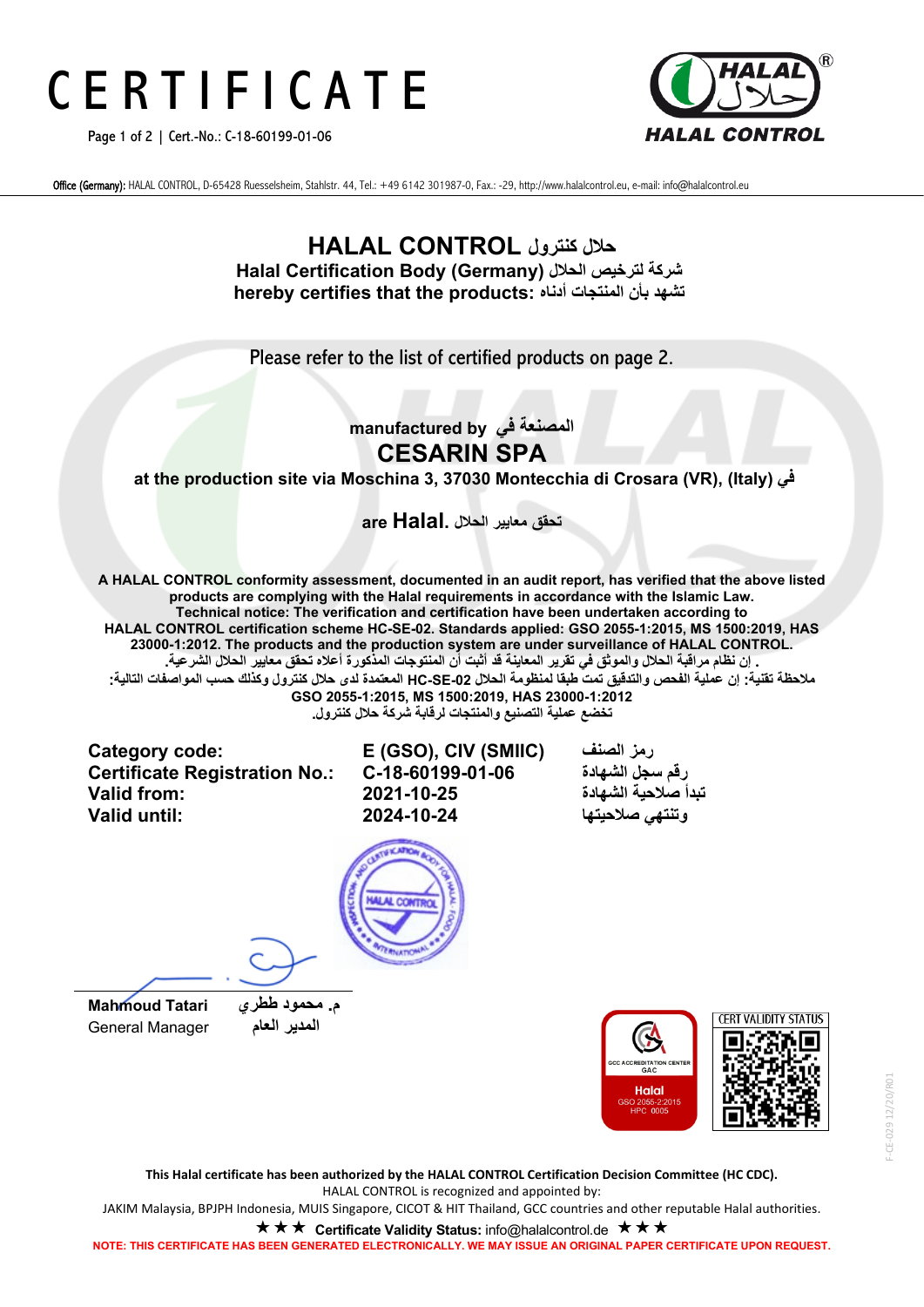# CERTIFICATE

Page 1 of 2 | Cert.-No.: C-18-60199-01-06

**HALAL**
**حلال**
**HALAL CONTROL**

Office (Germany): HALAL CONTROL, D-65428 Ruesselsheim, Stahlstr. 44, Tel.: +49 6142 301987-0, Fax.: -29, http://www.halalcontrol.eu, e-mail: info@halalcontrol.eu

## HALAL CONTROL حلال كنترول

**Halal Certification Body (Germany) شركة لترخيص الحلال**
**hereby certifies that the products: تشهد بأن المنتجات أدناه**

Please refer to the list of certified products on page 2.

**manufactured by المصنعة في**

## CESARIN SPA

**at the production site via Moschina 3, 37030 Montecchia di Crosara (VR), (Italy) في**

**are Halal. تحقق معايير الحلال**

**A HALAL CONTROL conformity assessment, documented in an audit report, has verified that the above listed products are complying with the Halal requirements in accordance with the Islamic Law. Technical notice: The verification and certification have been undertaken according to HALAL CONTROL certification scheme HC-SE-02. Standards applied: GSO 2055-1:2015, MS 1500:2019, HAS 23000-1:2012. The products and the production system are under surveillance of HALAL CONTROL.**
**. إن نظام مراقبة الحلال والموثق في تقرير المعاينة قد أثبت أن المنتوجات المذكورة أعلاه تحقق معايير الحلال الشرعية.**
**ملاحظة تقنية: إن عملية الفحص والتدقيق تمت طبقا لمنظومة الحلال HC-SE-02 المعتمدة لدى حلال كنترول وكذلك حسب المواصفات التالية:**
**GSO 2055-1:2015, MS 1500:2019, HAS 23000-1:2012**
**تخضع عملية التصنيع والمنتجات لرقابة شركة حلال كنترول.**

| | | |
|---|---|---|
| **Category code:** | **E (GSO), CIV (SMIIC)** | **رمز الصنف** |
| **Certificate Registration No.:** | **C-18-60199-01-06** | **رقم سجل الشهادة** |
| **Valid from:** | **2021-10-25** | **تبدأ صلاحية الشهادة** |
| **Valid until:** | **2024-10-24** | **وتنتهي صلاحيتها** |

**Mahmoud Tatari** **م. محمود ططري**
General Manager **المدير العام**

GCC ACCREDITATION CENTER GAC
Halal
GSO 2055-2:2015
HPC 0005

CERT VALIDITY STATUS

F-CE-029 12/20/R01

**This Halal certificate has been authorized by the HALAL CONTROL Certification Decision Committee (HC CDC).**
HALAL CONTROL is recognized and appointed by:
JAKIM Malaysia, BPJPH Indonesia, MUIS Singapore, CICOT & HIT Thailand, GCC countries and other reputable Halal authorities.

★★★ **Certificate Validity Status:** info@halalcontrol.de ★★★

**NOTE: THIS CERTIFICATE HAS BEEN GENERATED ELECTRONICALLY. WE MAY ISSUE AN ORIGINAL PAPER CERTIFICATE UPON REQUEST.**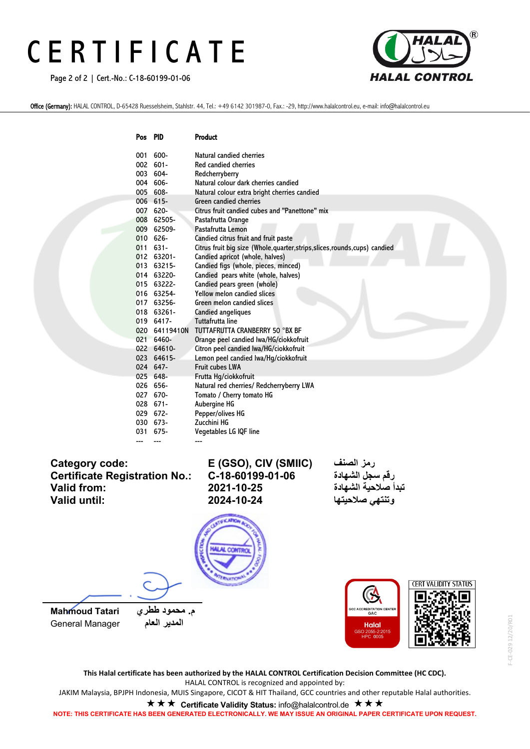# CERTIFICATE

Page 2 of 2 | Cert.-No.: C-18-60199-01-06

**HALAL CONTROL**

Office (Germany): HALAL CONTROL, D-65428 Ruesselsheim, Stahlstr. 44, Tel.: +49 6142 301987-0, Fax.: -29, http://www.halalcontrol.eu, e-mail: info@halalcontrol.eu

| Pos | PID | Product |
|---|---|---|
| 001 | 600- | Natural candied cherries |
| 002 | 601- | Red candied cherries |
| 003 | 604- | Redcherryberry |
| 004 | 606- | Natural colour dark cherries candied |
| 005 | 608- | Natural colour extra bright cherries candied |
| 006 | 615- | Green candied cherries |
| 007 | 620- | Citrus fruit candied cubes and "Panettone" mix |
| 008 | 62505- | Pastafrutta Orange |
| 009 | 62509- | Pastafrutta Lemon |
| 010 | 626- | Candied citrus fruit and fruit paste |
| 011 | 631- | Citrus fruit big size (Whole,quarter,strips,slices,rounds,cups) candied |
| 012 | 63201- | Candied apricot (whole, halves) |
| 013 | 63215- | Candied figs (whole, pieces, minced) |
| 014 | 63220- | Candied pears white (whole, halves) |
| 015 | 63222- | Candied pears green (whole) |
| 016 | 63254- | Yellow melon candied slices |
| 017 | 63256- | Green melon candied slices |
| 018 | 63261- | Candied angeliques |
| 019 | 6417- | Tuttafrutta line |
| 020 | 64119410N | TUTTAFRUTTA CRANBERRY 50 °BX BF |
| 021 | 6460- | Orange peel candied lwa/HG/ciokkofruit |
| 022 | 64610- | Citron peel candied lwa/HG/ciokkofruit |
| 023 | 64615- | Lemon peel candied lwa/Hg/ciokkofruit |
| 024 | 647- | Fruit cubes LWA |
| 025 | 648- | Frutta Hg/ciokkofruit |
| 026 | 656- | Natural red cherries/ Redcherryberry LWA |
| 027 | 670- | Tomato / Cherry tomato HG |
| 028 | 671- | Aubergine HG |
| 029 | 672- | Pepper/olives HG |
| 030 | 673- | Zucchini HG |
| 031 | 675- | Vegetables LG IQF line |
| --- | --- | --- |

| | | |
|---|---|---|
| **Category code:** | **E (GSO), CIV (SMIIC)** | **رمز الصنف** |
| **Certificate Registration No.:** | **C-18-60199-01-06** | **رقم سجل الشهادة** |
| **Valid from:** | **2021-10-25** | **تبدأ صلاحية الشهادة** |
| **Valid until:** | **2024-10-24** | **وتنتهي صلاحيتها** |

**Mahmoud Tatari** — **م. محمود ططري**
General Manager — **المدير العام**

GCC ACCREDITATION CENTER GAC — Halal GSO 2055-2:2015 HPC 0005

CERT VALIDITY STATUS

**This Halal certificate has been authorized by the HALAL CONTROL Certification Decision Committee (HC CDC).**

HALAL CONTROL is recognized and appointed by:

JAKIM Malaysia, BPJPH Indonesia, MUIS Singapore, CICOT & HIT Thailand, GCC countries and other reputable Halal authorities.

★★★ **Certificate Validity Status:** info@halalcontrol.de ★★★

**NOTE: THIS CERTIFICATE HAS BEEN GENERATED ELECTRONICALLY. WE MAY ISSUE AN ORIGINAL PAPER CERTIFICATE UPON REQUEST.**

F-CE-029 12/20/R01